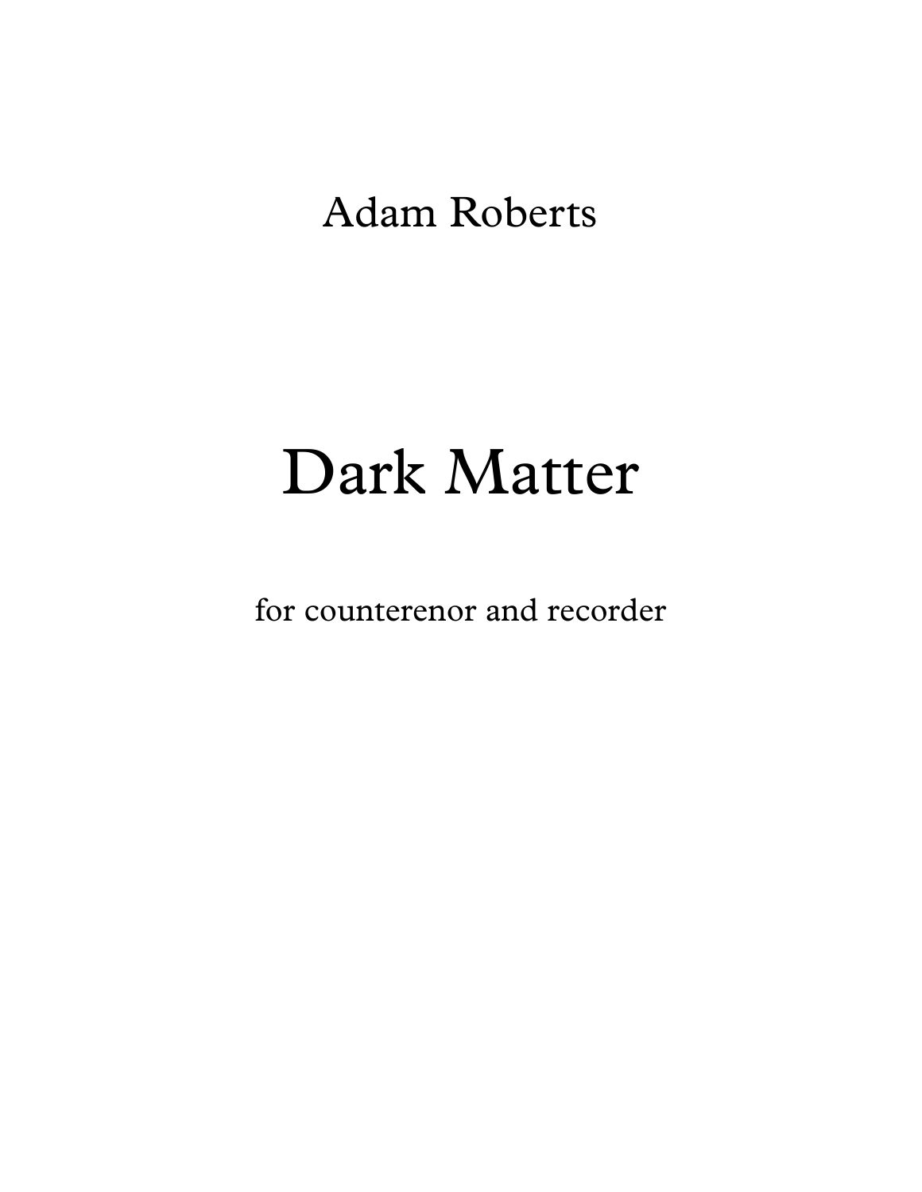Adam Roberts

# Dark Matter

for counterenor and recorder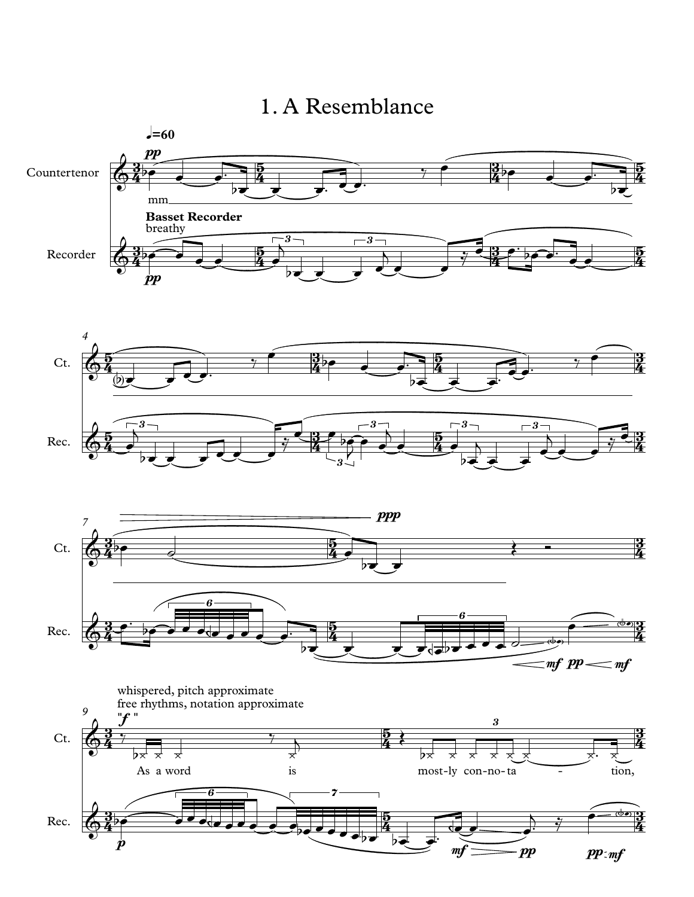# 1. A Resemblance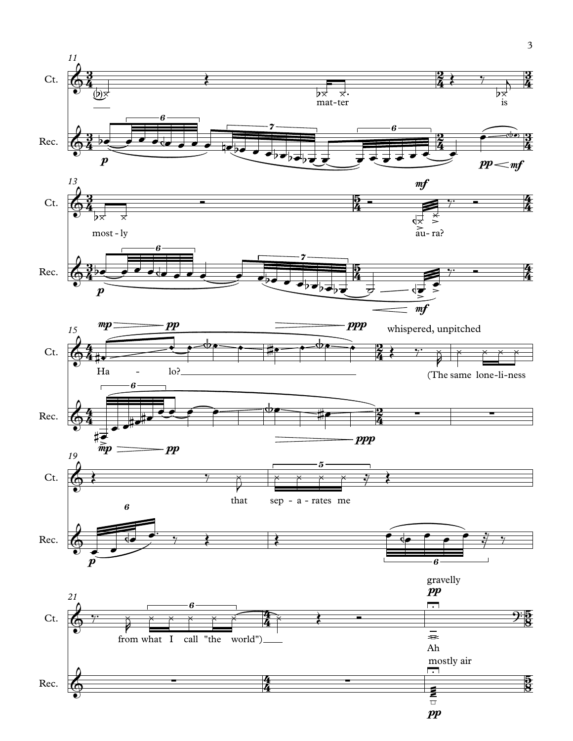Ct.

Rec.

mat-ter is

most - ly

au- ra?

whispered, unpitched

Ha - lo?

(The same lone-li-ness

that sep - a - rates me

from what I call "the world")

gravelly

Ah

mostly air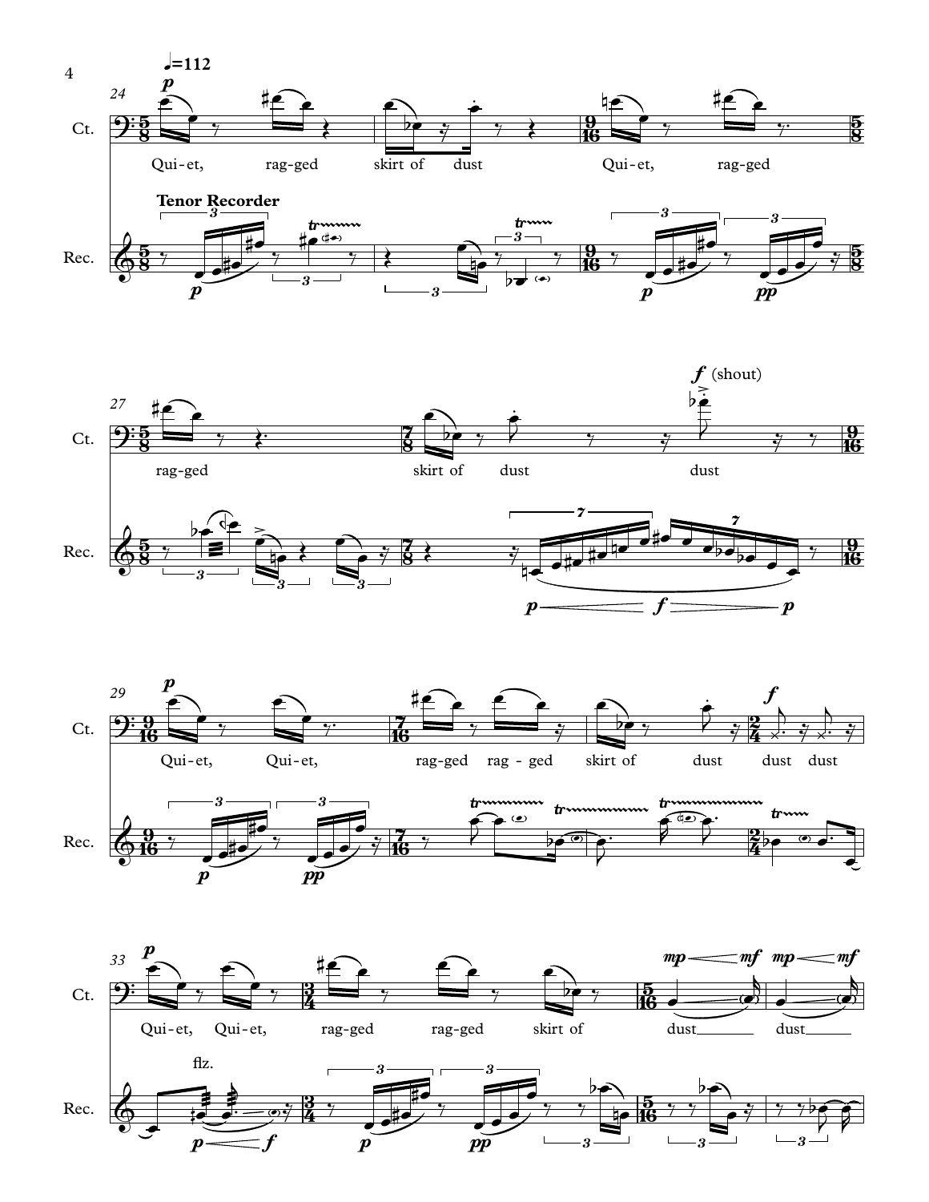♩=112

Ct.

Rec.

Tenor Recorder

Qui-et, rag-ged skirt of dust Qui-et, rag-ged

rag-ged skirt of dust dust

*f* (shout)

Qui-et, Qui-et, rag-ged rag - ged skirt of dust dust dust

Qui-et, Qui-et, rag-ged rag-ged skirt of dust dust

flz.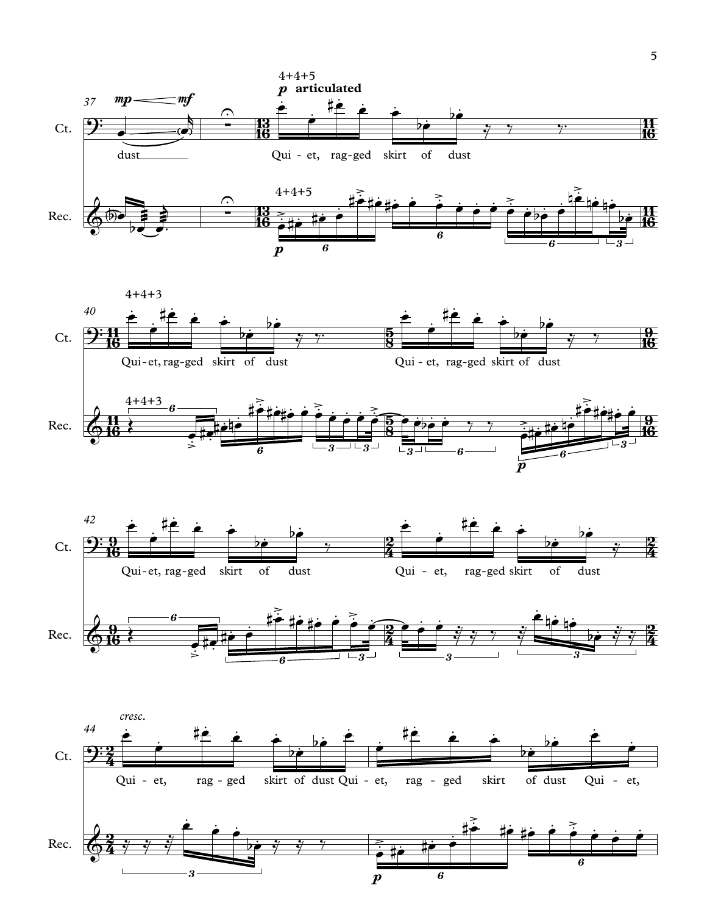37

Ct.

*mp* — *mf*

dust

4+4+5

*p* **articulated**

Qui - et, rag - ged skirt of dust

Rec.

4+4+5

*p*

40

4+4+3

Ct.

Qui - et, rag - ged skirt of dust

Qui - et, rag - ged skirt of dust

Rec.

4+4+3

*p*

42

Ct.

Qui - et, rag - ged skirt of dust

Qui - et, rag - ged skirt of dust

Rec.

44

*cresc.*

Ct.

Qui - et, rag - ged skirt of dust Qui - et, rag - ged skirt of dust Qui - et,

Rec.

*p*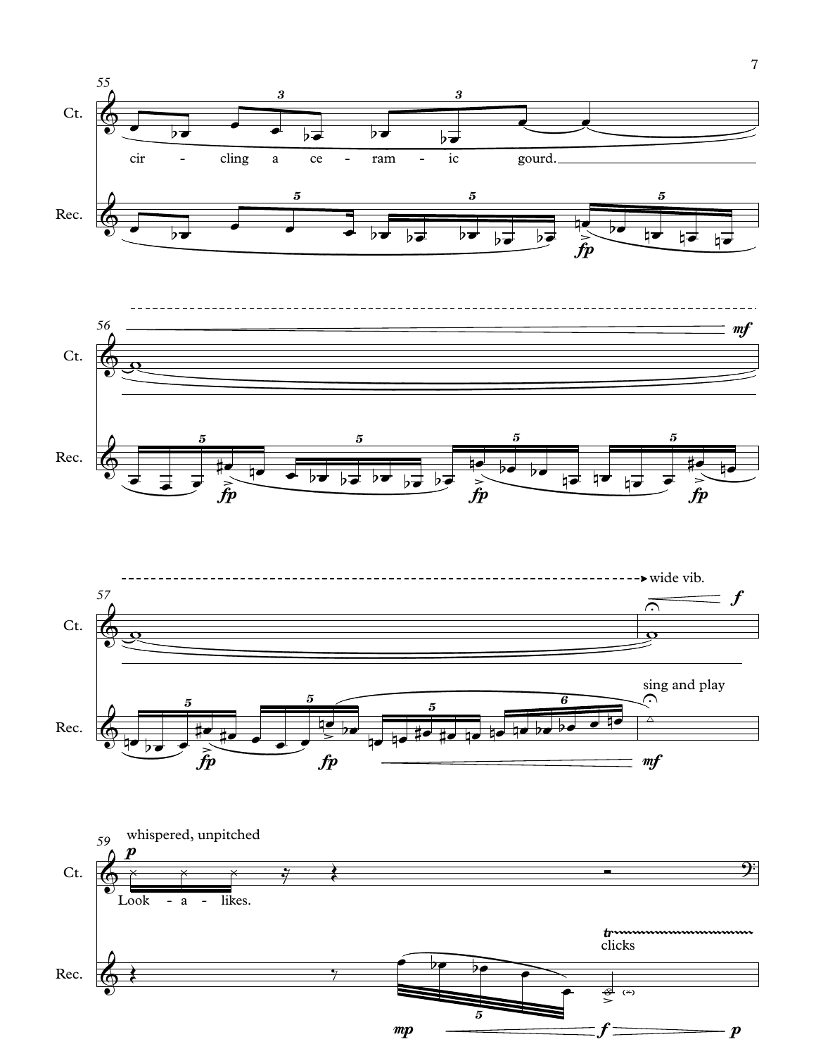55

Ct.

cir - cling a ce - ram - ic gourd.

Rec.

56

Ct.

*mf*

Rec.

57

wide vib.

Ct.

*f*

Rec.

sing and play

*fp* *fp* *mf*

59

whispered, unpitched

*p*

Ct.

Look - a - likes.

Rec.

clicks

*mp* *f* *p*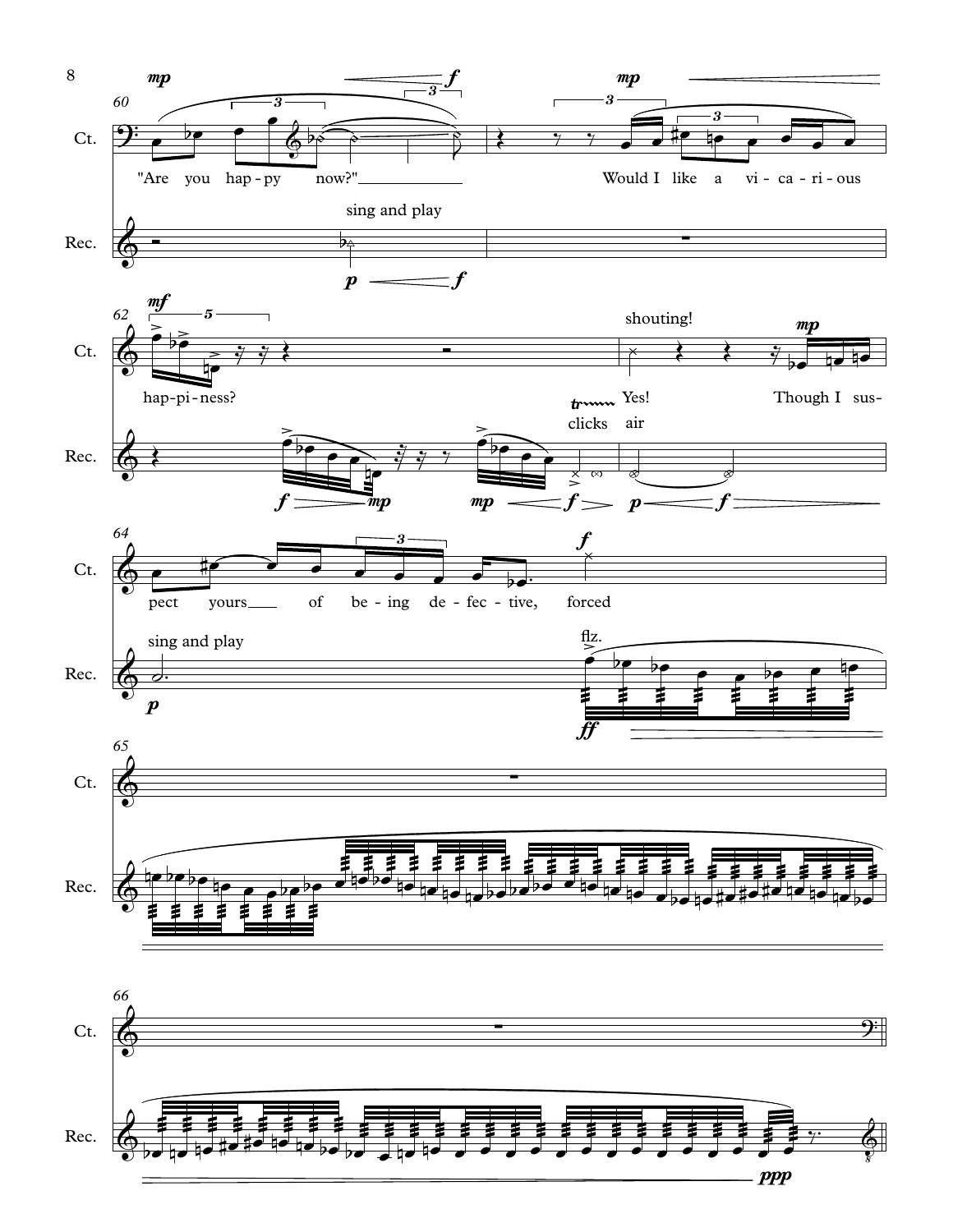Ct.

Rec.

"Are you hap-py now?" Would I like a vi-ca-ri-ous hap-pi-ness?

shouting! Yes! Though I sus-pect yours of be-ing de-fec-tive, forced

sing and play

clicks air

sing and play

flz.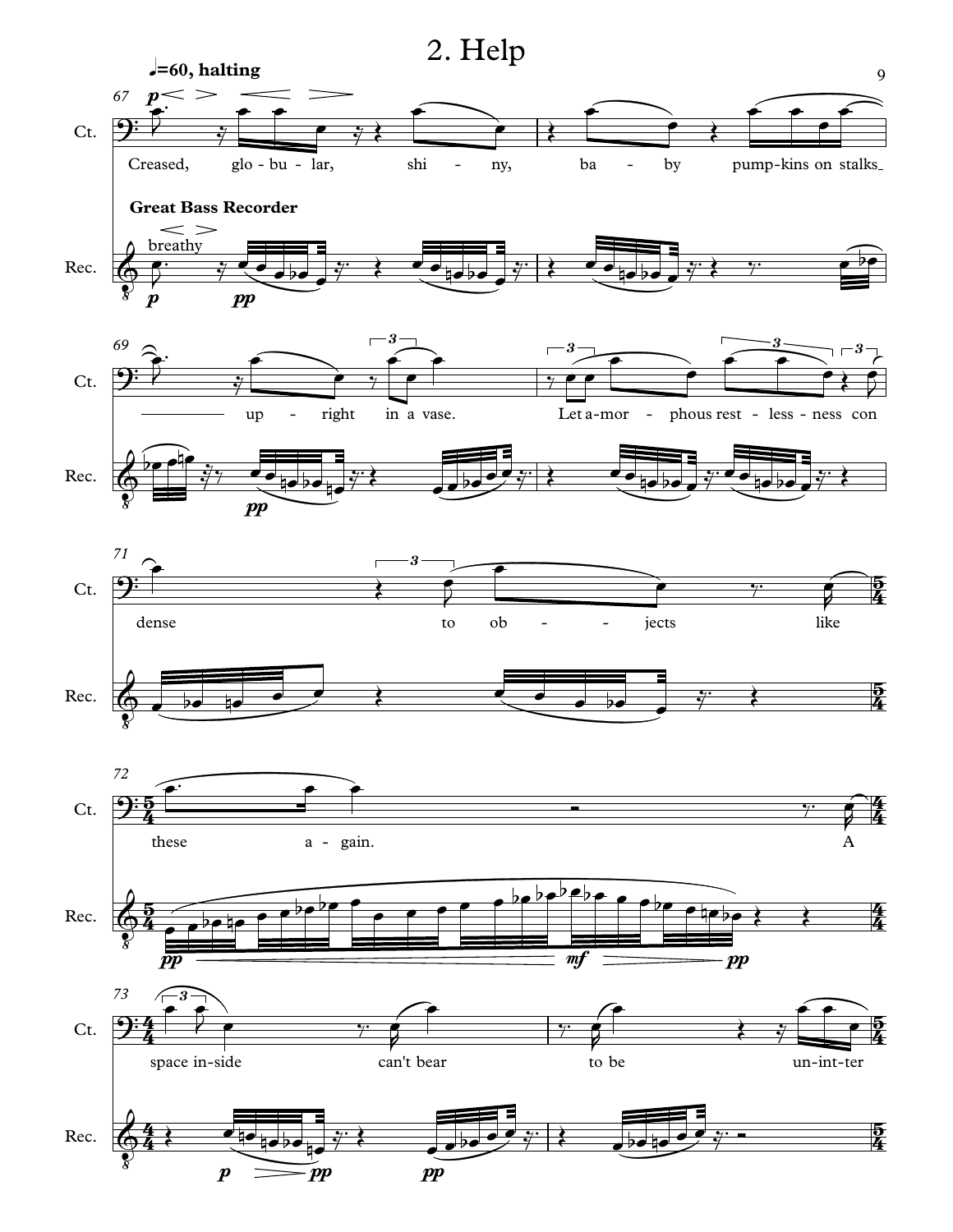# 2. Help

**♩=60, halting**

Ct.: Creased, glo - bu - lar, shi - ny, ba - by pump-kins on stalks upright in a vase. Let a-mor - phous rest - less - ness con dense to ob - jects like these a - gain. A space in-side can't bear to be un-int-ter

**Great Bass Recorder**

breathy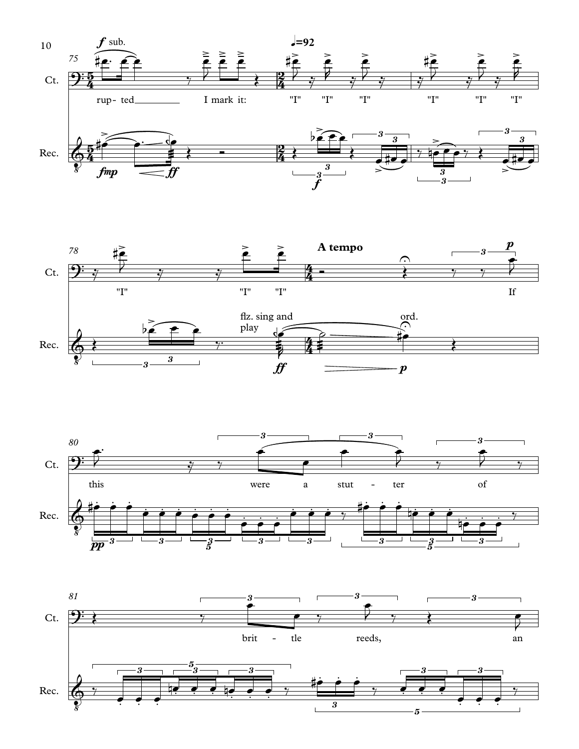75

*f* sub.

♩=92

Ct.

rup- ted I mark it: "I" "I" "I" "I" "I" "I"

Rec.

*fmp* *ff* *f*

78

A tempo

*p*

Ct.

"I" "I" "I" If

flz. sing and play

ord.

Rec.

*ff* *p*

80

Ct.

this were a stut - ter of

Rec.

*pp*

81

Ct.

brit - tle reeds, an

Rec.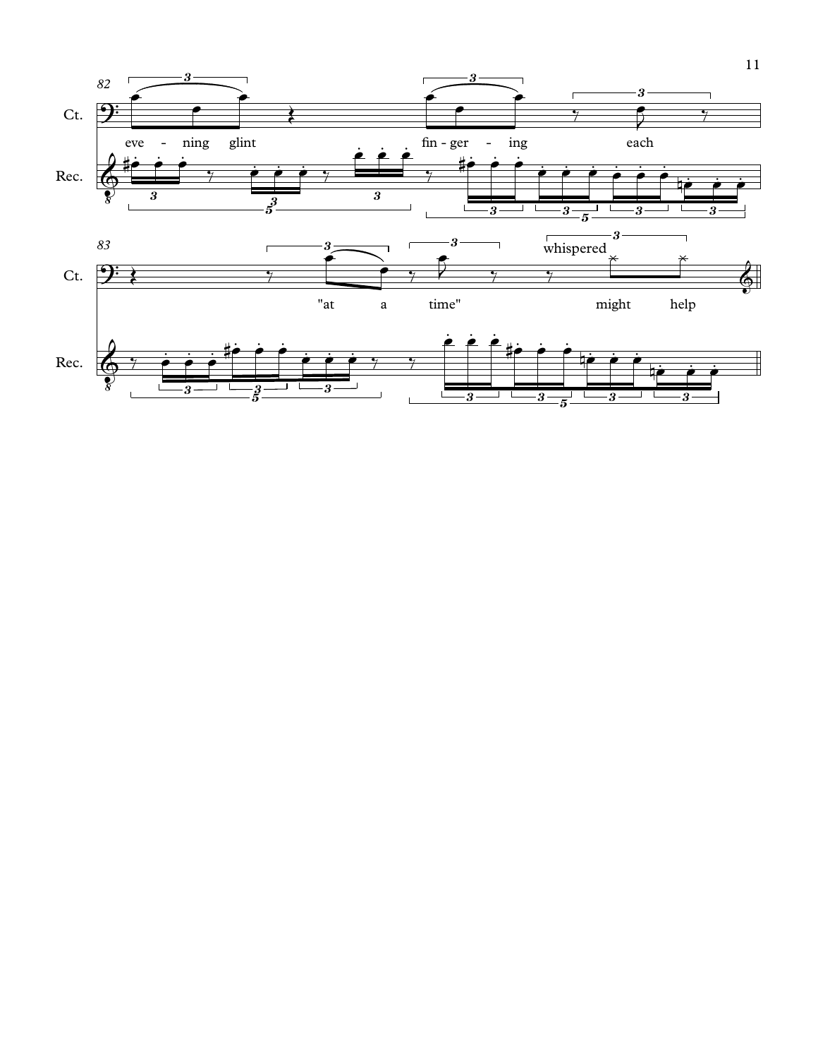82

Ct.

eve - ning glint fin - ger - ing each

Rec.

83

Ct.

whispered

"at a time" might help

Rec.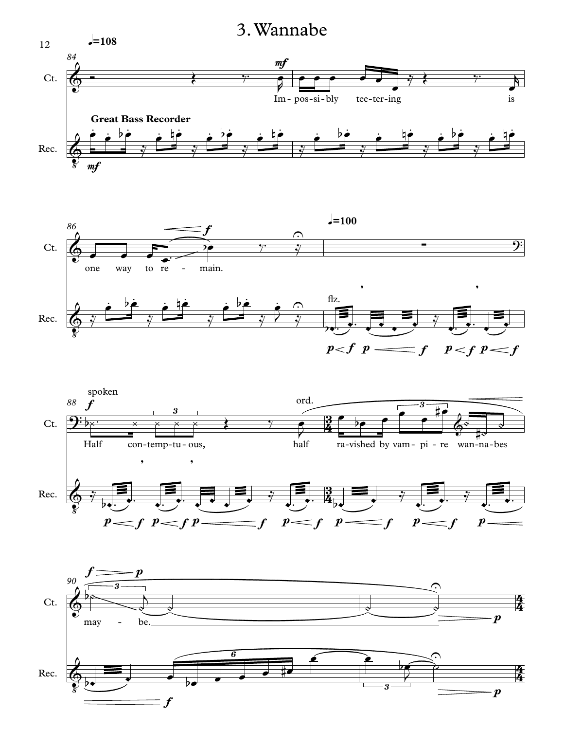# 3. Wannabe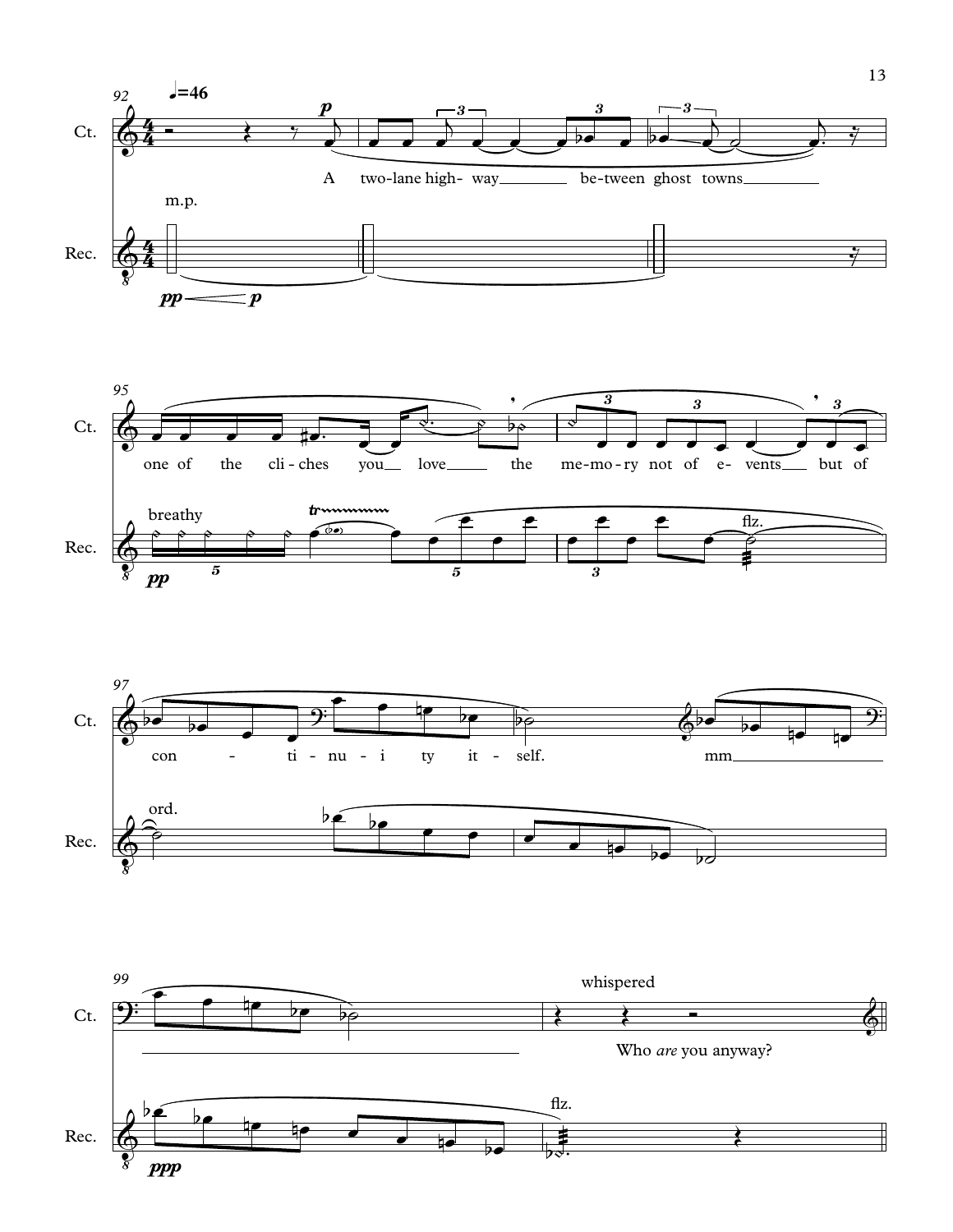92 ♩=46

Ct.

*p*

A two-lane high- way be-tween ghost towns

m.p.

Rec.

*pp* — *p*

95

Ct.

one of the cli-ches you love the me-mo-ry not of e- vents but of

Rec.

breathy

*pp*

flz.

97

Ct.

con - ti-nu-i ty it-self. mm

Rec.

ord.

99

Ct.

whispered

Who *are* you anyway?

Rec.

*ppp*

flz.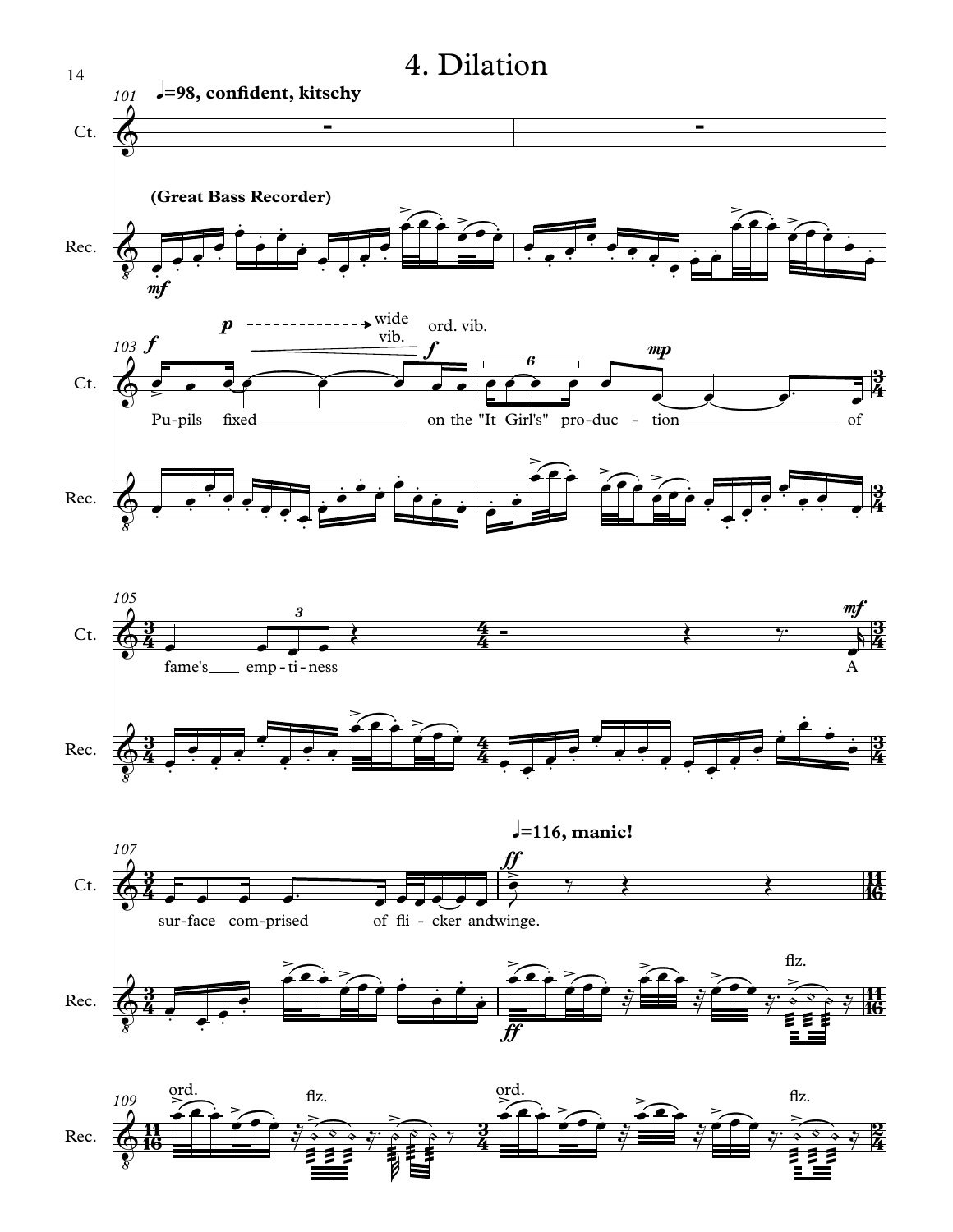# 4. Dilation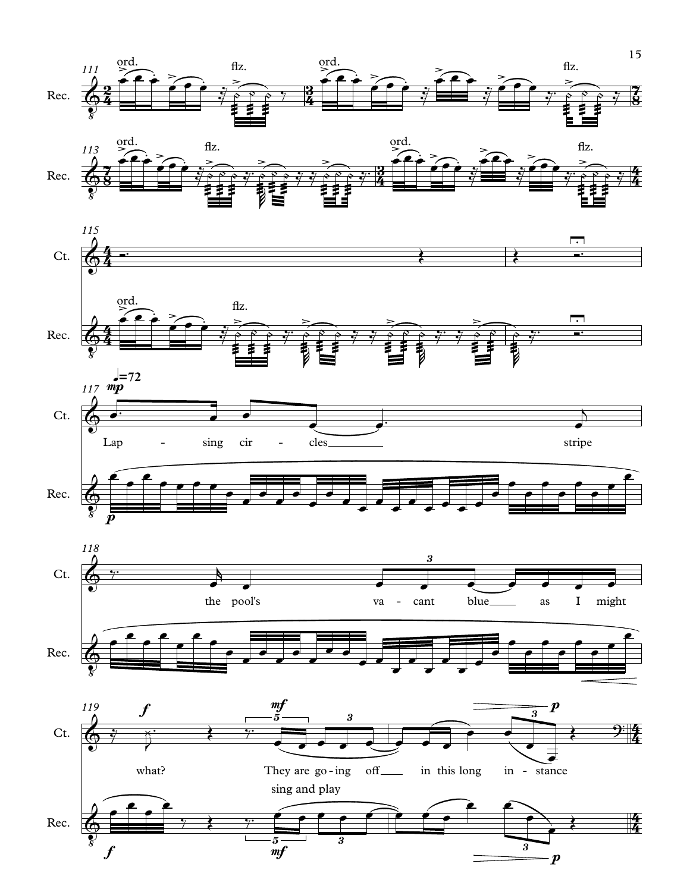Lapsing circles stripe the pool's vacant blue as I might what? They are going off in this long instance

sing and play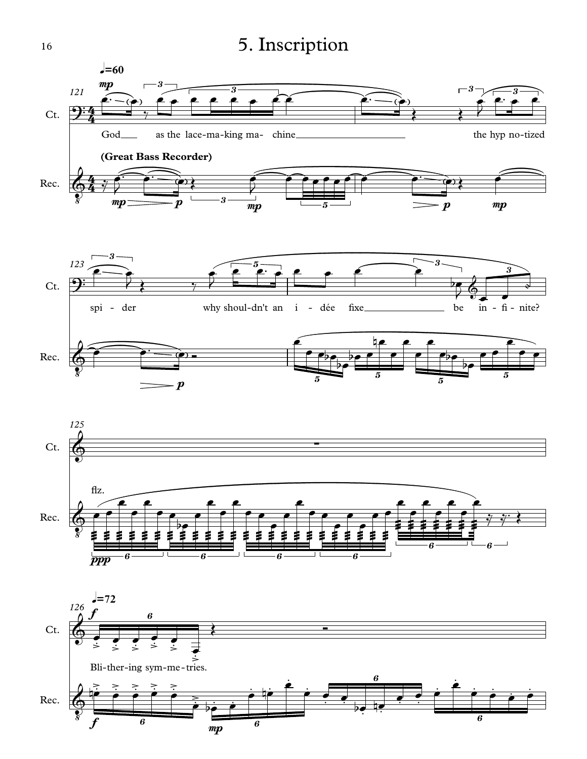# 5. Inscription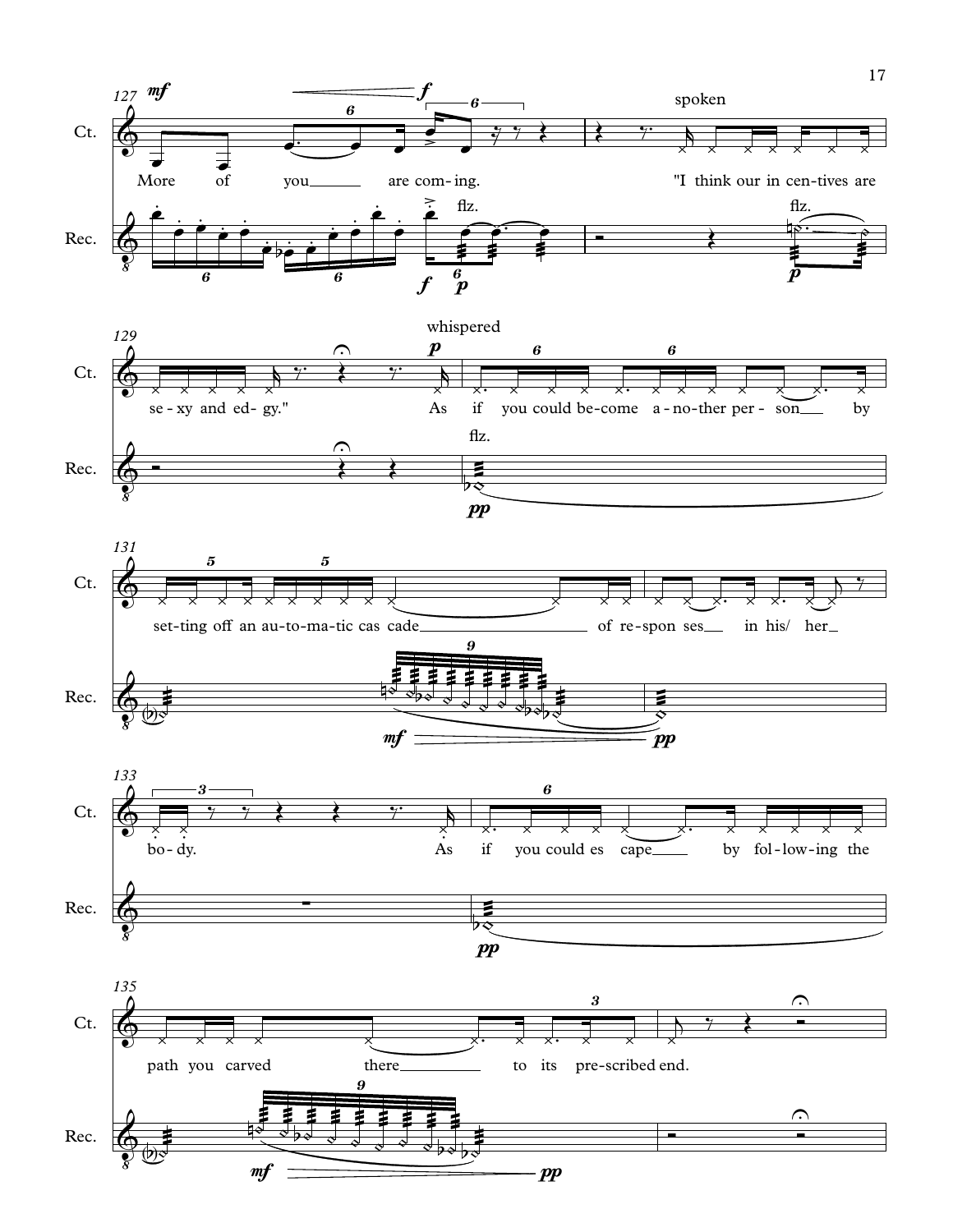Ct.

Rec.

More of you are com-ing.

spoken

"I think our in cen-tives are se-xy and ed-gy."

whispered

As if you could be-come a-no-ther per-son by set-ting off an au-to-ma-tic cas cade of re-spon ses in his/ her bo-dy.

As if you could es cape by fol-low-ing the path you carved there to its pre-scribed end.

flz.

flz.

flz.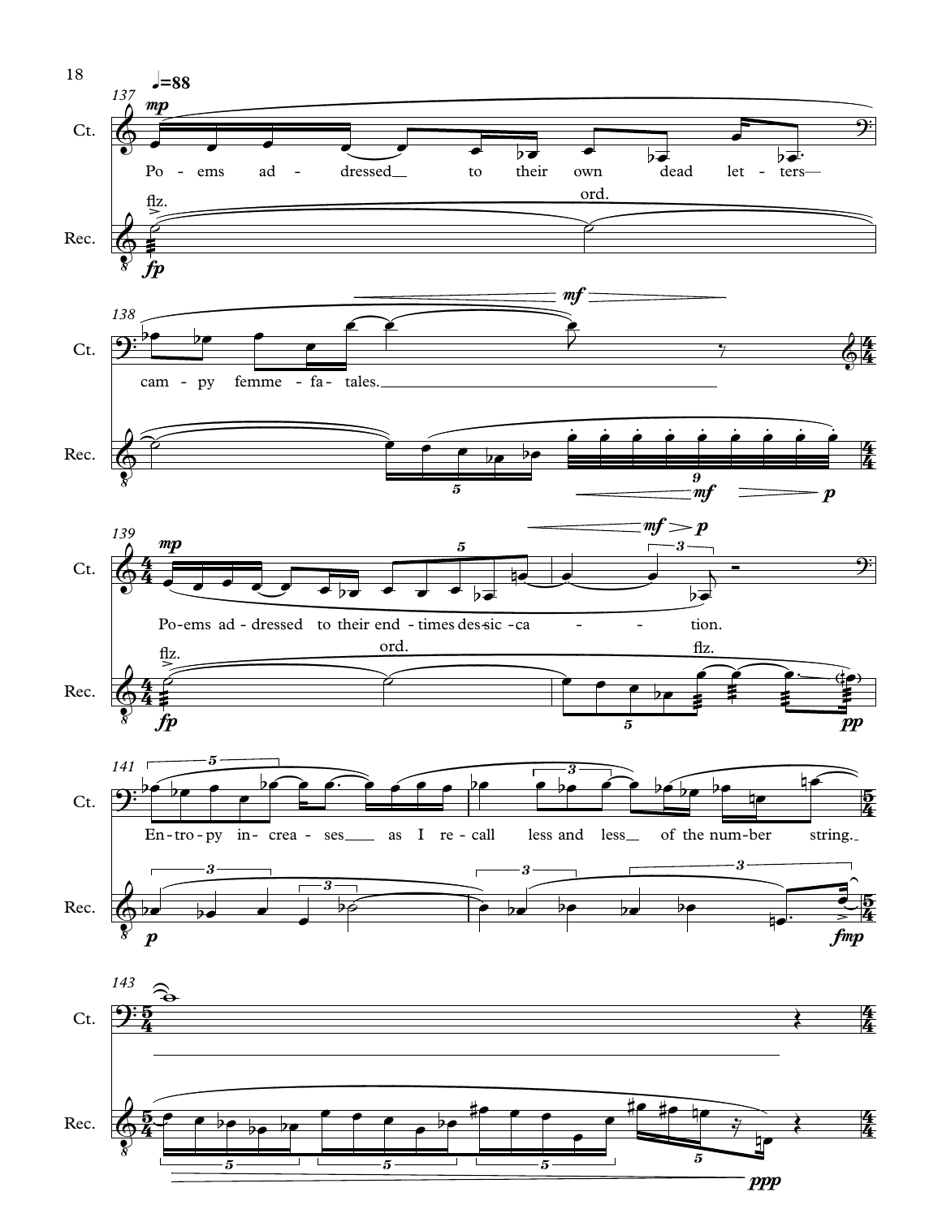♩=88

137

Ct.

*mp*

Po - ems ad - dressed__ to their own dead let - ters—

Rec.

flz. ord.

*fp*

138

cam - py femme - fa - tales.

*mf*

*mf* *p*

139

*mp*

Po-ems ad - dressed to their end - times des-sic - ca - - tion.

*mf* *p*

flz. ord. flz.

*fp* *pp*

141

En - tro - py in - crea - ses__ as I re - call less and less__ of the num - ber string.

*p* *fmp*

143

*ppp*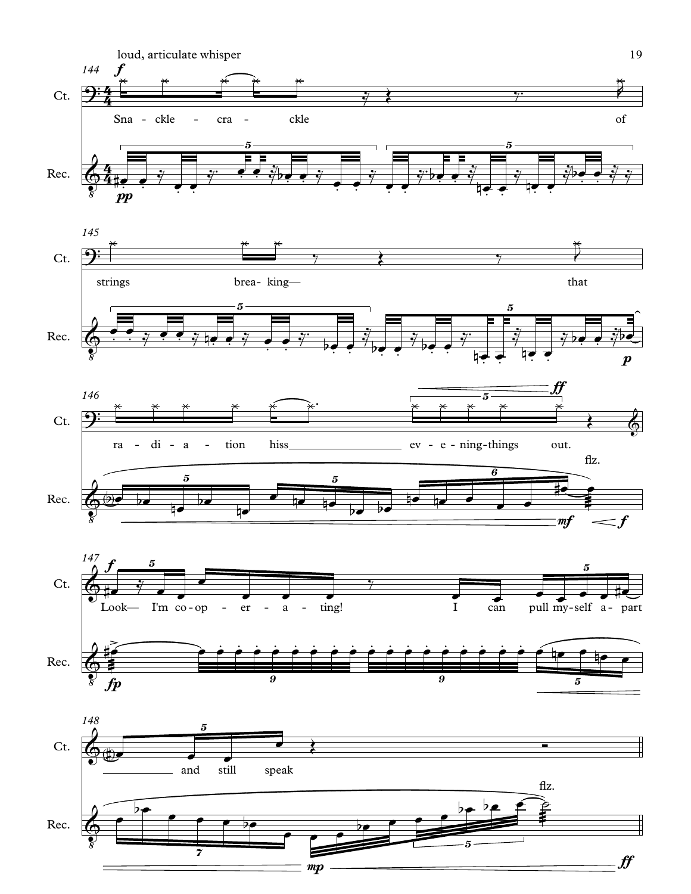loud, articulate whisper

144

Ct. Sna - ckle - cra - ckle of

Rec.

145

Ct. strings brea- king— that

Rec.

146

Ct. ra - di - a - tion hiss ev - e - ning-things out.

Rec. flz.

147

Ct. Look— I'm co-op - er - a - ting! I can pull my-self a - part

Rec.

148

Ct. and still speak

Rec. flz.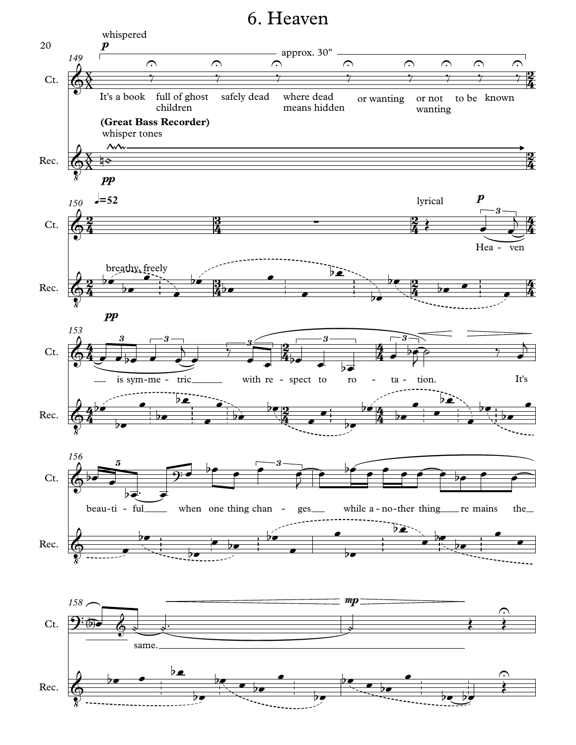# 6. Heaven

whispered *p* — approx. 30"

Ct.: It's a book / full of ghost children / safely dead / where dead means hidden / or wanting / or not wanting / to be / known

**(Great Bass Recorder)** whisper tones *pp*

150 ♩=52

breathy, freely

lyrical *p*

Heaven is symmetric with respect to rotation. It's beautiful when one thing changes while another thing remains the same.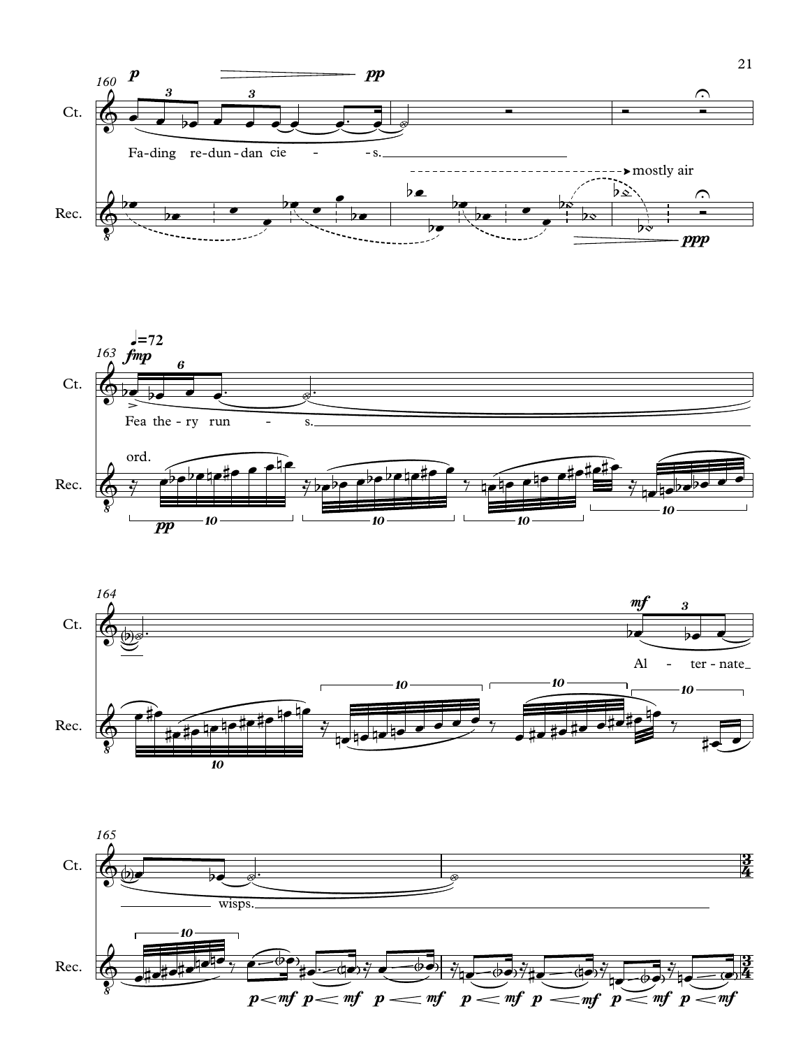160

Ct.

*p* *pp*

Fa-ding re-dun-dan cie - - s.

Rec.

mostly air

*ppp*

163 ♩=72

*fmp*

Fea the-ry run - s.

ord.

*pp*

164

*mf*

Al - ter-nate

165

wisps.

*p* < *mf* *p* < *mf* *p* < *mf* *p* < *mf* *p* < *mf* *p* < *mf* *p* < *mf*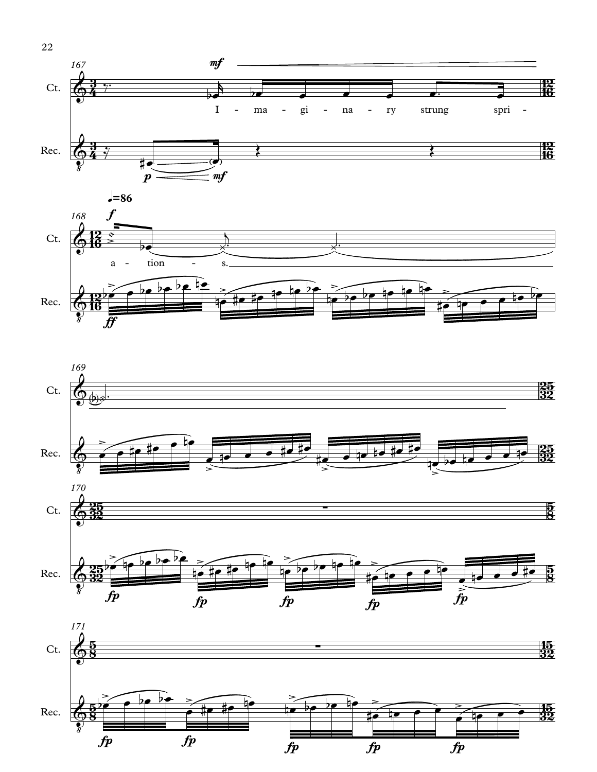Ct.

I - ma - gi - na - ry strung spri -

Rec.

♩=86

a - tion - s.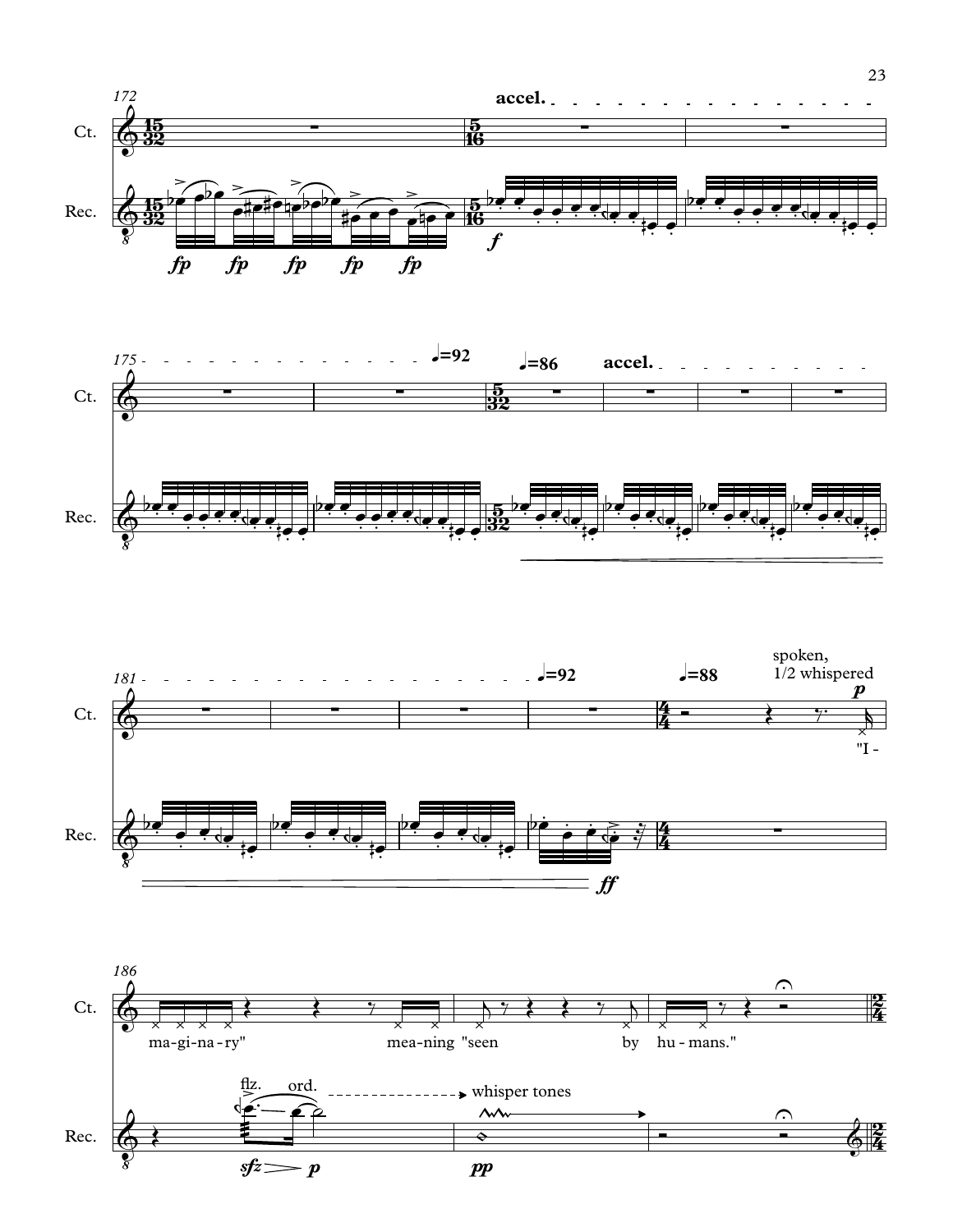accel.

♩=92 ♩=86 accel.

♩=92 ♩=88

spoken, 1/2 whispered

"I - ma-gi-na-ry" mea-ning "seen by hu - mans."

flz. ord. whisper tones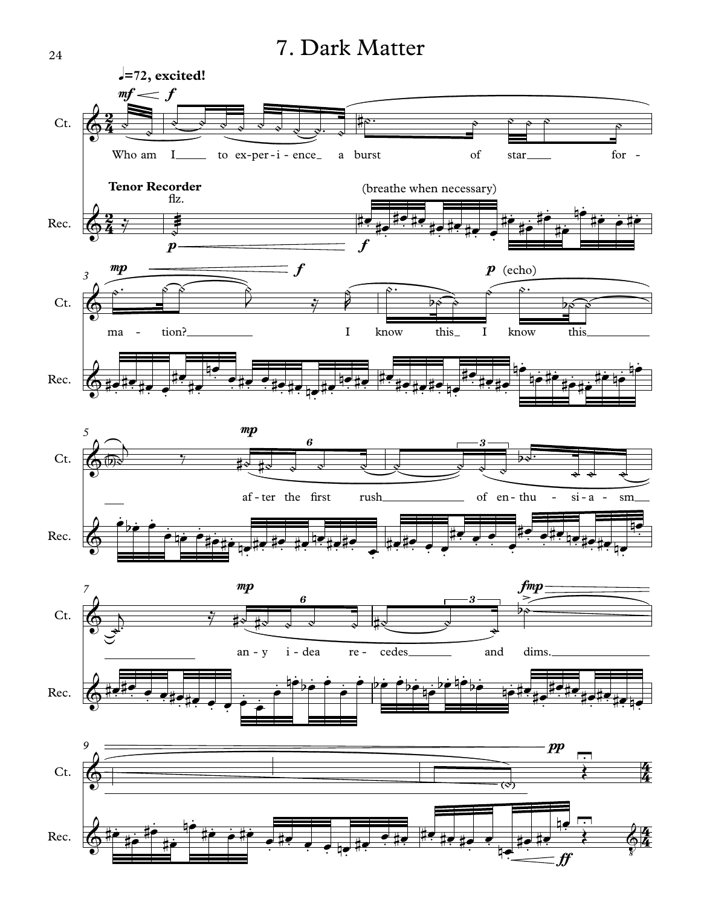# 7. Dark Matter

♩.=72, excited!

Ct.

Who am I to ex-per-i-ence a burst of star for-ma-tion? I know this I know this after the first rush of en-thu-si-a-sm any idea recedes and dims.

Tenor Recorder

flz.

(breathe when necessary)

(echo)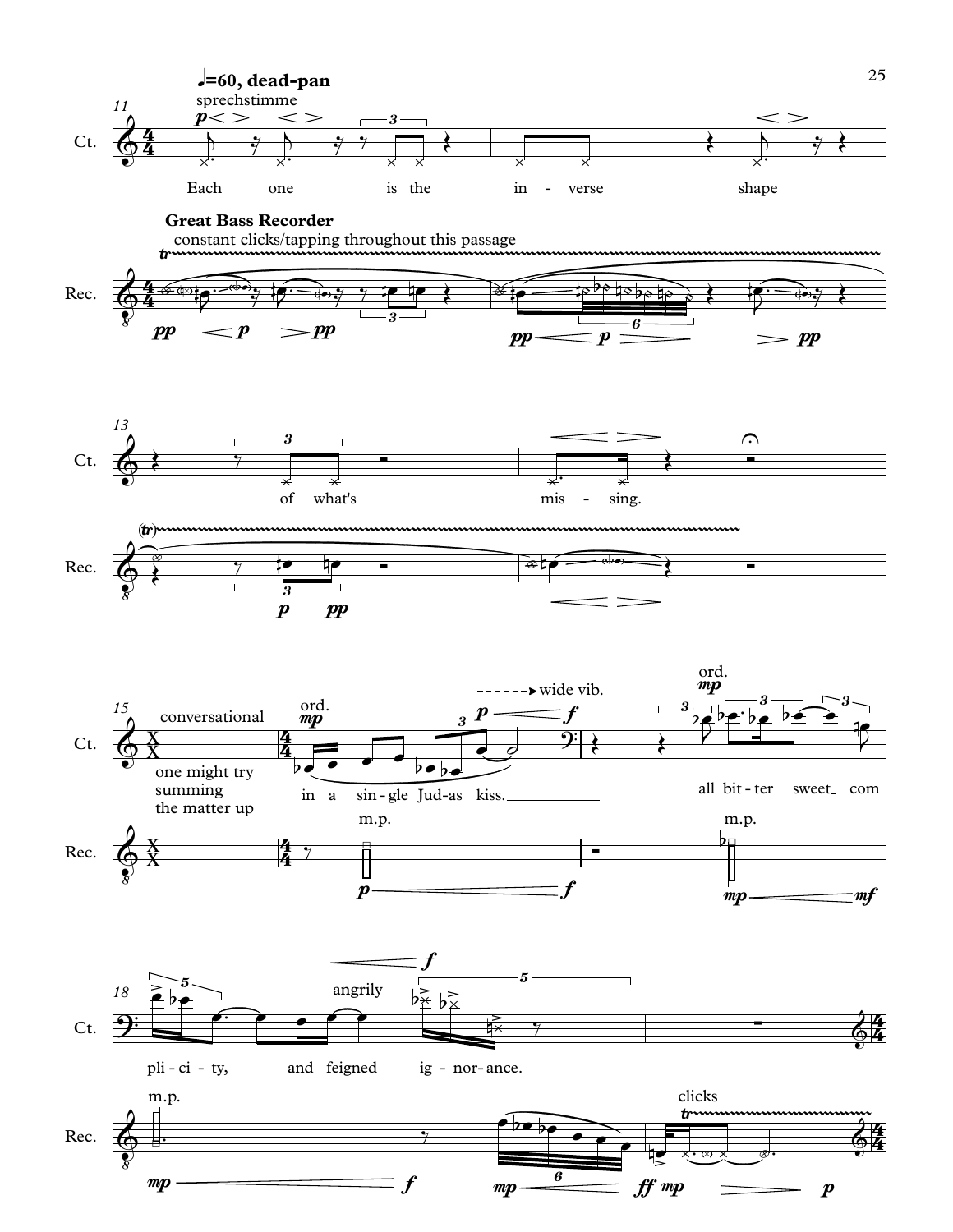♩=60, dead-pan

sprechstimme

Ct.

Each one is the in - verse shape

Great Bass Recorder

constant clicks/tapping throughout this passage

Rec.

Ct.

of what's mis - sing.

Rec.

conversational

Ct.

one might try summing the matter up

ord.

in a sin - gle Jud - as kiss.

wide vib.

ord.

all bit - ter sweet com

Rec.

m.p.

m.p.

Ct.

pli - ci - ty, and feigned ig - nor - ance.

angrily

Rec.

m.p.

clicks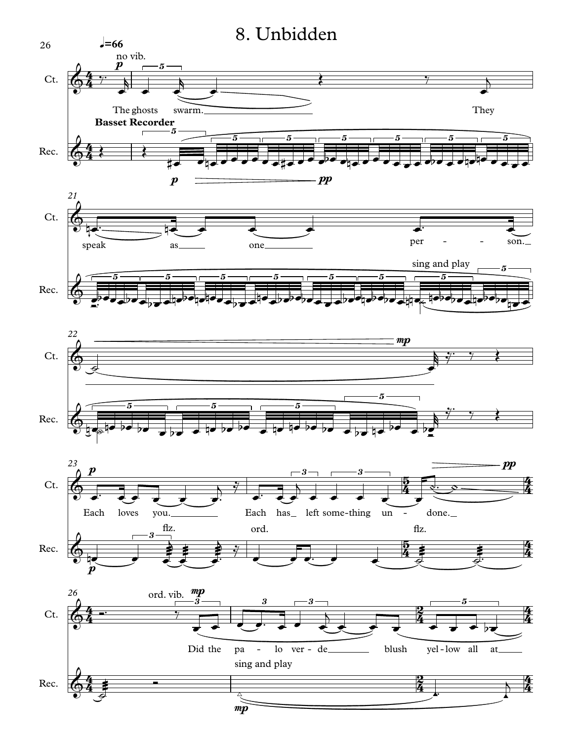# 8. Unbidden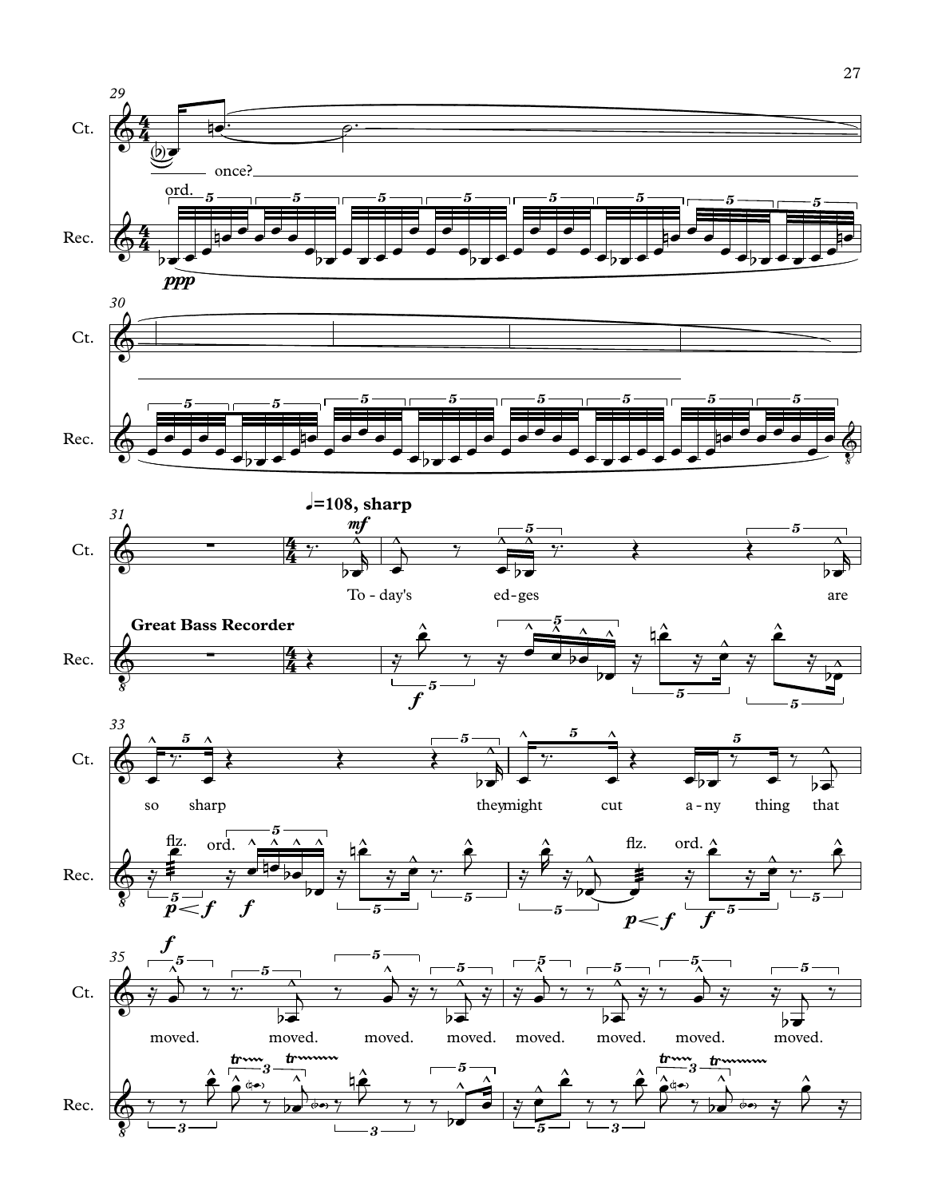Ct.

Rec.

ord.

*ppp*

once?

♩=108, sharp

**Great Bass Recorder**

*mf*

To - day's edges are

*f*

so sharp they might cut a - ny thing that

flz. ord. flz. ord.

*p* < *f* *f* *p* < *f* *f*

moved. moved. moved. moved. moved. moved. moved. moved.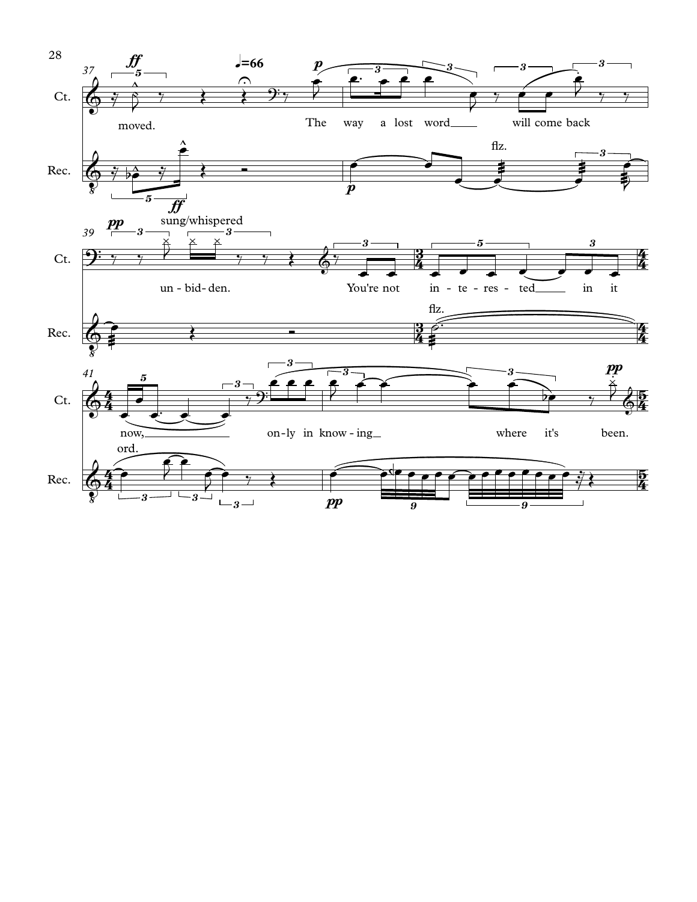37

Ct.: moved. The way a lost word will come back

Rec.

39

Ct.: un - bid - den. You're not in - te - res - ted in it

sung/whispered

flz.

Rec.

41

Ct.: now, on - ly in know - ing where it's been.

ord.

Rec.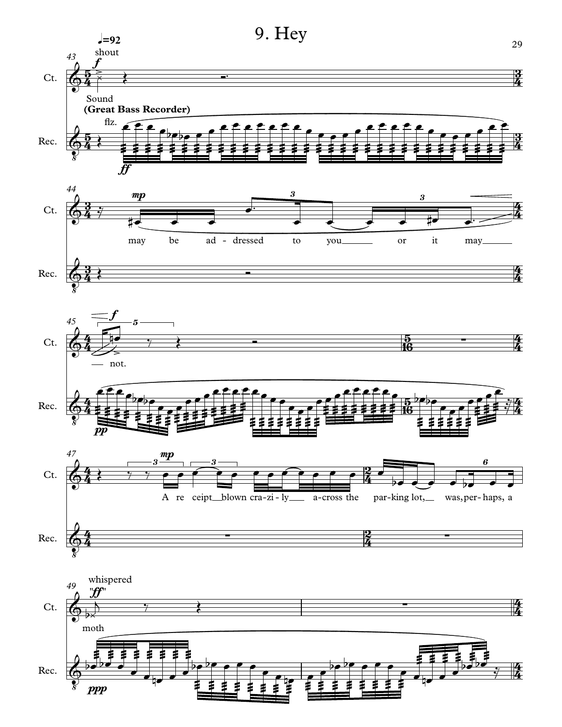# 9. Hey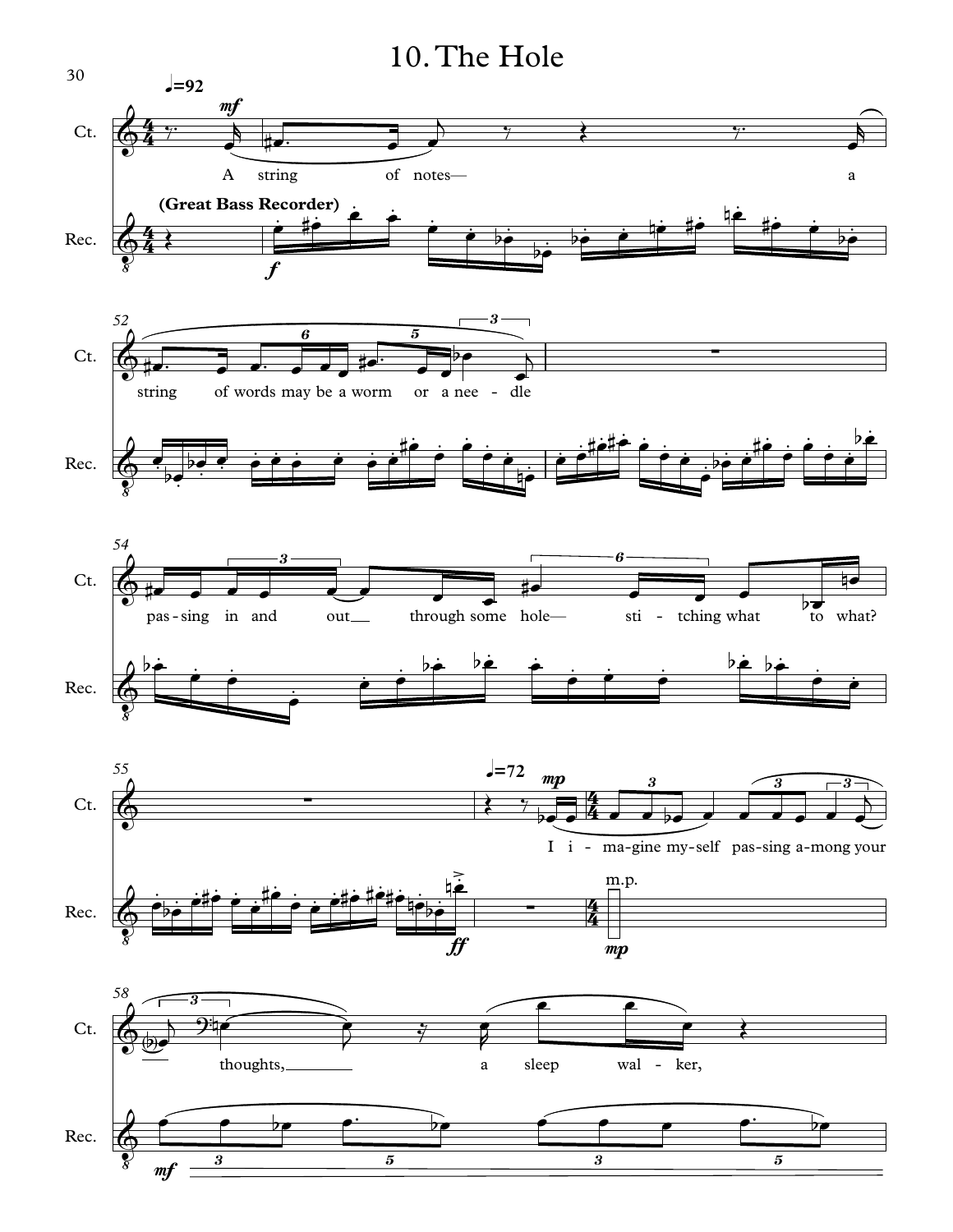# 10. The Hole

♩=92

Ct.

A string of notes— a

(Great Bass Recorder)

Rec.

52

string of words may be a worm or a nee - dle

54

pas - sing in and out through some hole— sti - tching what to what?

55

♩=72

I i - ma-gine my-self pas-sing a-mong your

m.p.

58

thoughts, a sleep wal - ker,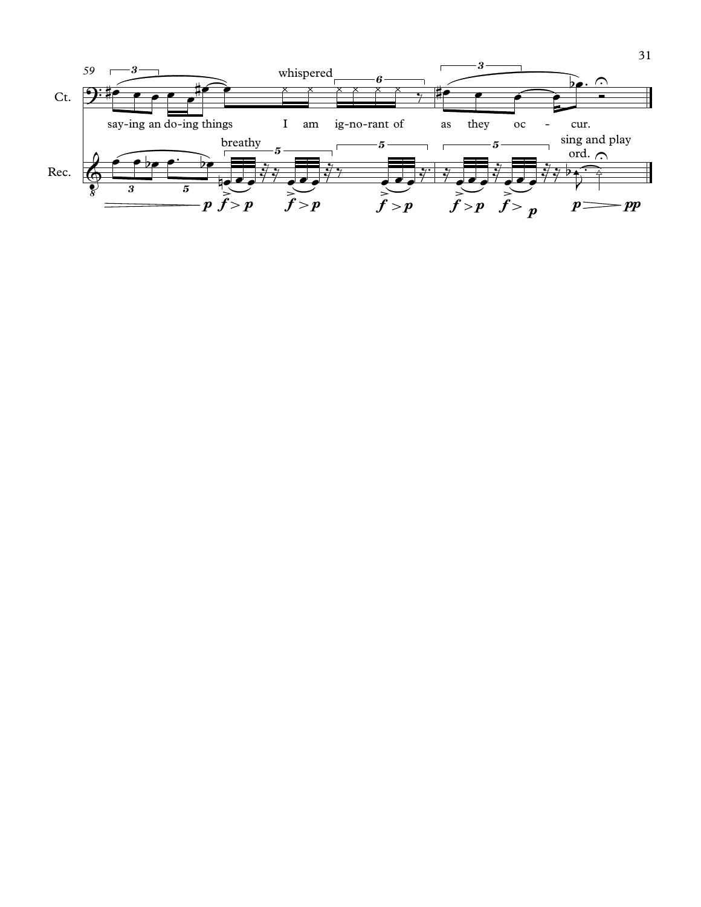Ct.

Rec.

whispered

say-ing an do-ing things I am ig-no-rant of as they oc - cur.

breathy

sing and play ord.